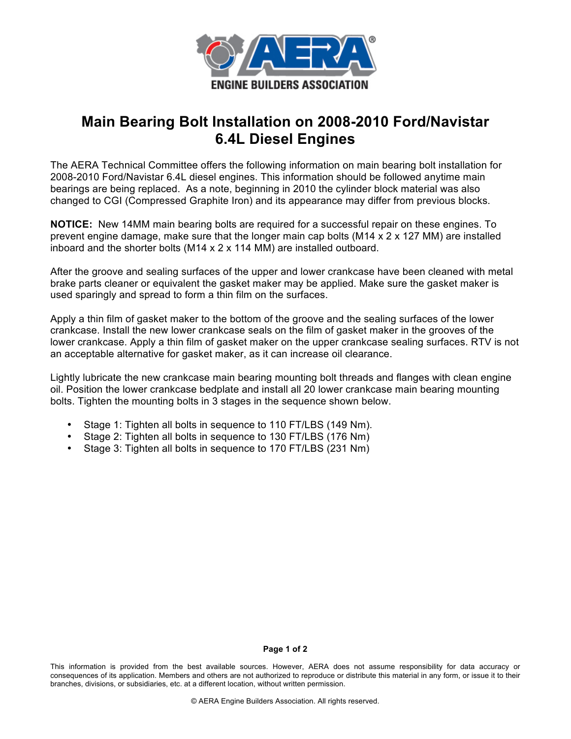# Main Bearing Bolt Installation on 2008-2010 Ford/Navistar 6.4L Diesel Engines

The AERA Technical Committee offers the following information on main bearing bolt installation for 2008-2010 Ford/Navistar 6.4L diesel engines. This information should be followed anytime main bearings are being replaced. As a note, beginning in 2010 the cylinder block material was also changed to CGI (Compressed Graphite Iron) and its appearance may differ from previous blocks.

**NOTICE:** New 14MM main bearing bolts are required for a successful repair on these engines. To prevent engine damage, make sure that the longer main cap bolts (M14 x 2 x 127 MM) are installed inboard and the shorter bolts (M14 x 2 x 114 MM) are installed outboard.

After the groove and sealing surfaces of the upper and lower crankcase have been cleaned with metal brake parts cleaner or equivalent the gasket maker may be applied. Make sure the gasket maker is used sparingly and spread to form a thin film on the surfaces.

Apply a thin film of gasket maker to the bottom of the groove and the sealing surfaces of the lower crankcase. Install the new lower crankcase seals on the film of gasket maker in the grooves of the lower crankcase. Apply a thin film of gasket maker on the upper crankcase sealing surfaces. RTV is not an acceptable alternative for gasket maker, as it can increase oil clearance.

Lightly lubricate the new crankcase main bearing mounting bolt threads and flanges with clean engine oil. Position the lower crankcase bedplate and install all 20 lower crankcase main bearing mounting bolts. Tighten the mounting bolts in 3 stages in the sequence shown below.

- Stage 1: Tighten all bolts in sequence to 110 FT/LBS (149 Nm).
- Stage 2: Tighten all bolts in sequence to 130 FT/LBS (176 Nm)
- Stage 3: Tighten all bolts in sequence to 170 FT/LBS (231 Nm)

This information is provided from the best available sources. However, AERA does not assume responsibility for data accuracy or consequences of its application. Members and others are not authorized to reproduce or distribute this material in any form, or issue it to their branches, divisions, or subsidiaries, etc. at a different location, without written permission.

© AERA Engine Builders Association. All rights reserved.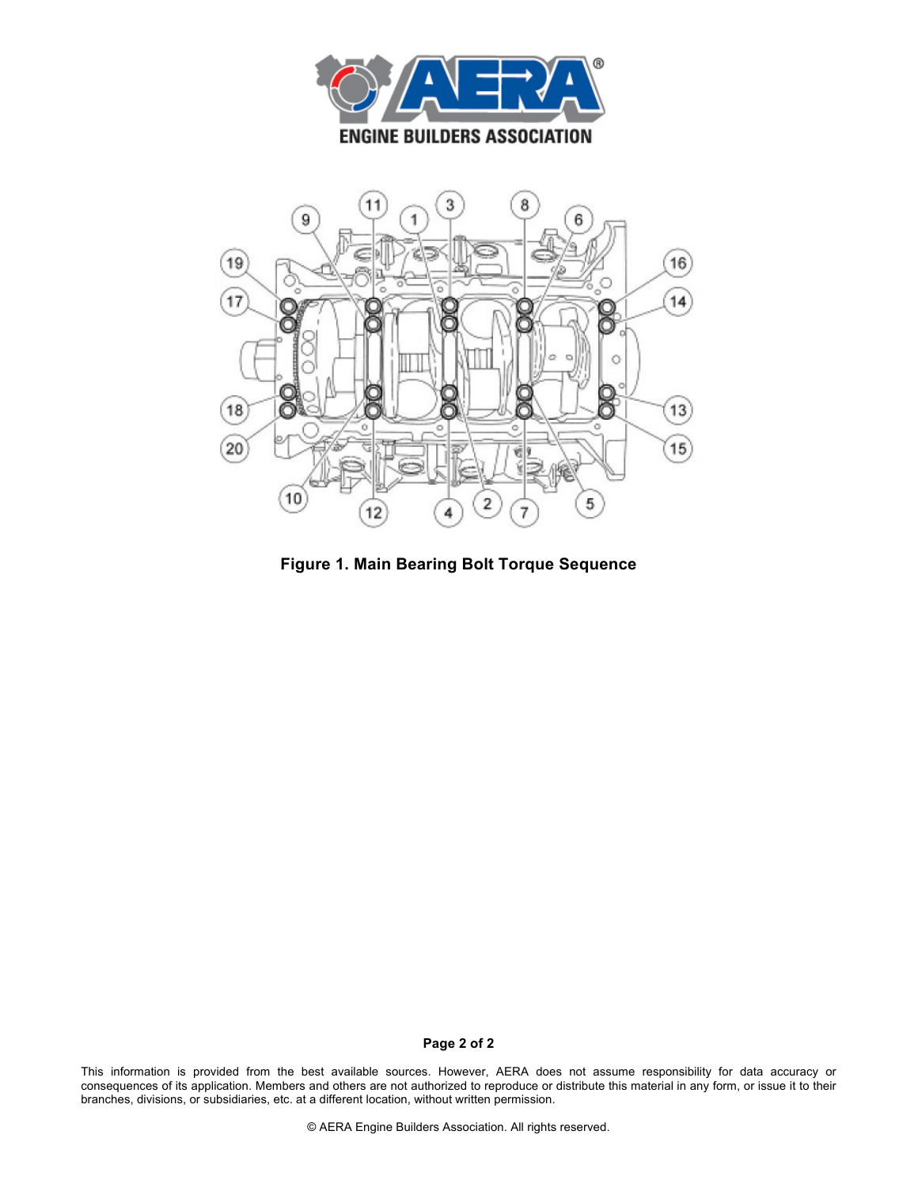Figure 1. Main Bearing Bolt Torque Sequence

This information is provided from the best available sources. However, AERA does not assume responsibility for data accuracy or consequences of its application. Members and others are not authorized to reproduce or distribute this material in any form, or issue it to their branches, divisions, or subsidiaries, etc. at a different location, without written permission.

© AERA Engine Builders Association. All rights reserved.